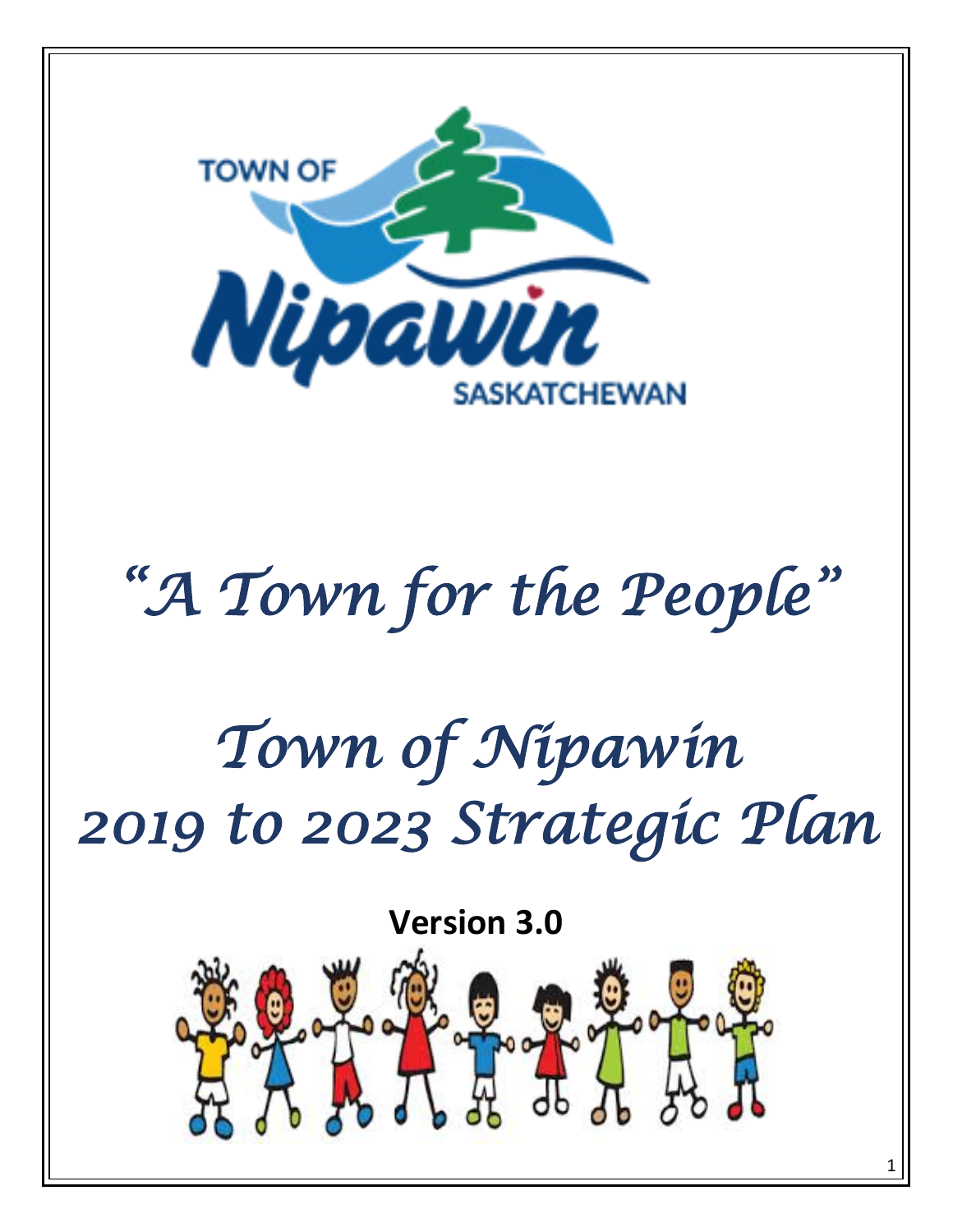TOWN OF

Nipawin

SASKATCHEWAN

# *"A Town for the People"*

# *Town of Nipawin*
# *2019 to 2023 Strategic Plan*

**Version 3.0**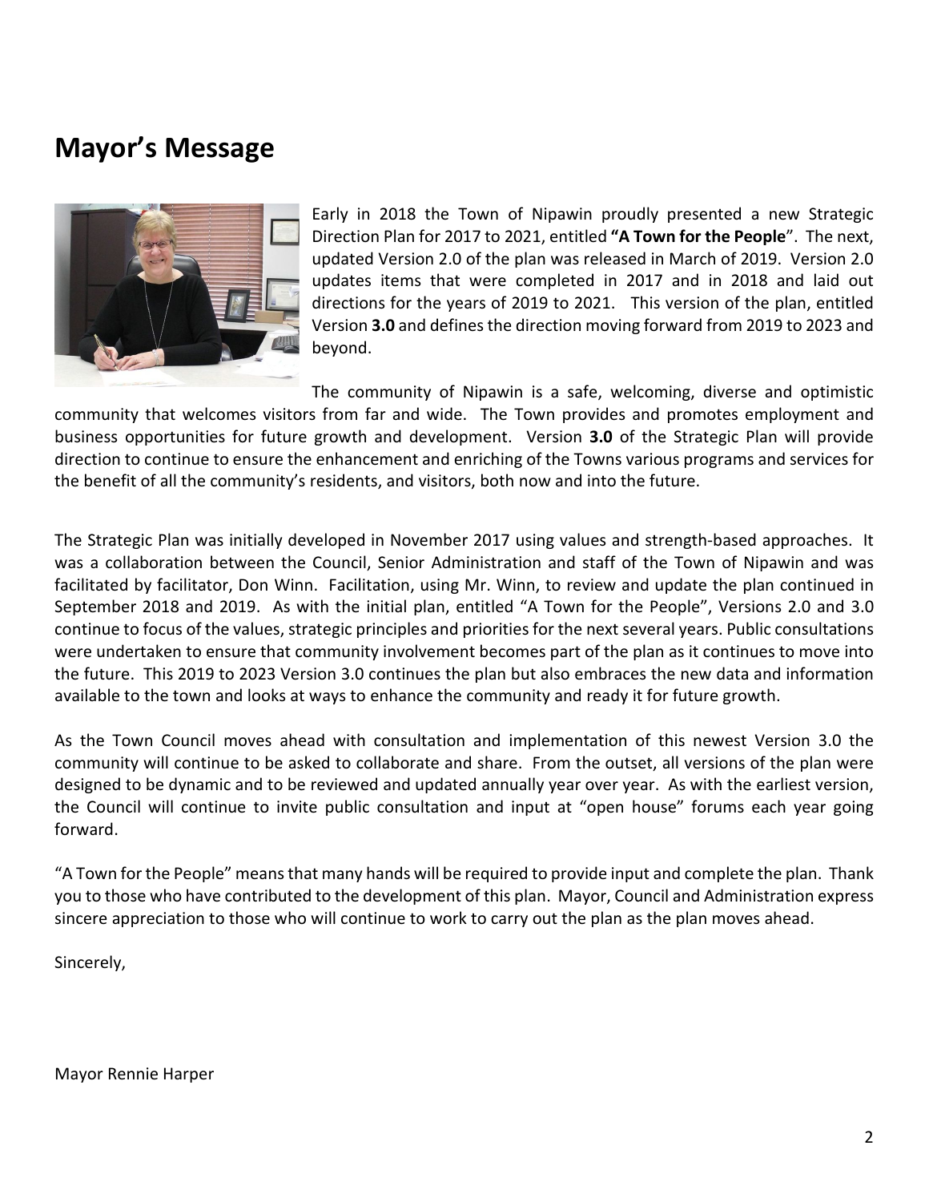## Mayor's Message

Early in 2018 the Town of Nipawin proudly presented a new Strategic Direction Plan for 2017 to 2021, entitled **"A Town for the People**". The next, updated Version 2.0 of the plan was released in March of 2019. Version 2.0 updates items that were completed in 2017 and in 2018 and laid out directions for the years of 2019 to 2021. This version of the plan, entitled Version **3.0** and defines the direction moving forward from 2019 to 2023 and beyond.

The community of Nipawin is a safe, welcoming, diverse and optimistic community that welcomes visitors from far and wide. The Town provides and promotes employment and business opportunities for future growth and development. Version **3.0** of the Strategic Plan will provide direction to continue to ensure the enhancement and enriching of the Towns various programs and services for the benefit of all the community's residents, and visitors, both now and into the future.

The Strategic Plan was initially developed in November 2017 using values and strength-based approaches. It was a collaboration between the Council, Senior Administration and staff of the Town of Nipawin and was facilitated by facilitator, Don Winn. Facilitation, using Mr. Winn, to review and update the plan continued in September 2018 and 2019. As with the initial plan, entitled "A Town for the People", Versions 2.0 and 3.0 continue to focus of the values, strategic principles and priorities for the next several years. Public consultations were undertaken to ensure that community involvement becomes part of the plan as it continues to move into the future. This 2019 to 2023 Version 3.0 continues the plan but also embraces the new data and information available to the town and looks at ways to enhance the community and ready it for future growth.

As the Town Council moves ahead with consultation and implementation of this newest Version 3.0 the community will continue to be asked to collaborate and share. From the outset, all versions of the plan were designed to be dynamic and to be reviewed and updated annually year over year. As with the earliest version, the Council will continue to invite public consultation and input at "open house" forums each year going forward.

"A Town for the People" means that many hands will be required to provide input and complete the plan. Thank you to those who have contributed to the development of this plan. Mayor, Council and Administration express sincere appreciation to those who will continue to work to carry out the plan as the plan moves ahead.

Sincerely,

Mayor Rennie Harper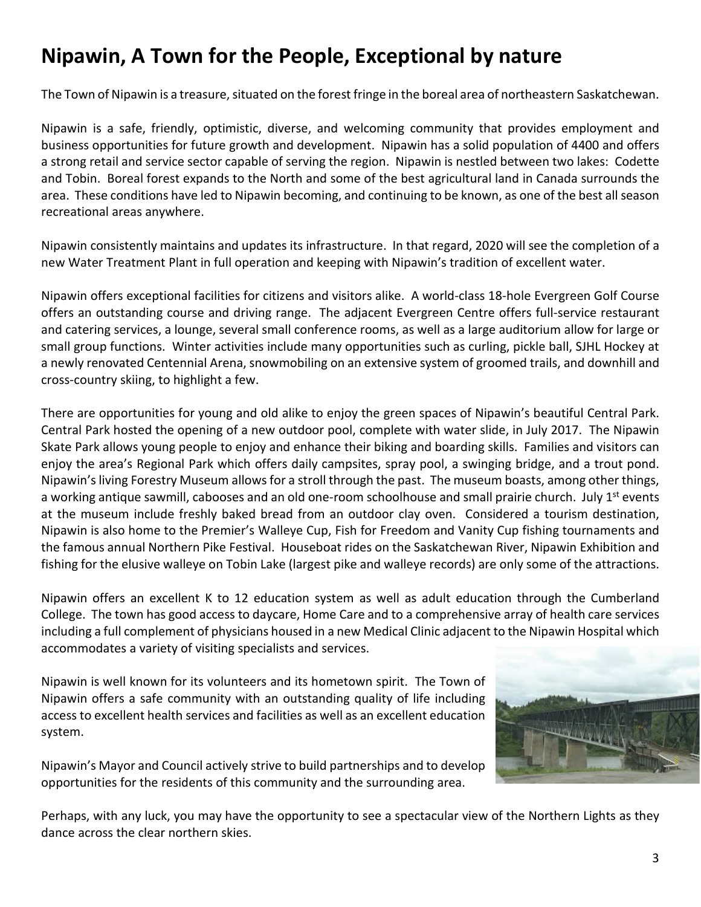# Nipawin, A Town for the People, Exceptional by nature

The Town of Nipawin is a treasure, situated on the forest fringe in the boreal area of northeastern Saskatchewan.

Nipawin is a safe, friendly, optimistic, diverse, and welcoming community that provides employment and business opportunities for future growth and development. Nipawin has a solid population of 4400 and offers a strong retail and service sector capable of serving the region. Nipawin is nestled between two lakes: Codette and Tobin. Boreal forest expands to the North and some of the best agricultural land in Canada surrounds the area. These conditions have led to Nipawin becoming, and continuing to be known, as one of the best all season recreational areas anywhere.

Nipawin consistently maintains and updates its infrastructure. In that regard, 2020 will see the completion of a new Water Treatment Plant in full operation and keeping with Nipawin's tradition of excellent water.

Nipawin offers exceptional facilities for citizens and visitors alike. A world-class 18-hole Evergreen Golf Course offers an outstanding course and driving range. The adjacent Evergreen Centre offers full-service restaurant and catering services, a lounge, several small conference rooms, as well as a large auditorium allow for large or small group functions. Winter activities include many opportunities such as curling, pickle ball, SJHL Hockey at a newly renovated Centennial Arena, snowmobiling on an extensive system of groomed trails, and downhill and cross-country skiing, to highlight a few.

There are opportunities for young and old alike to enjoy the green spaces of Nipawin's beautiful Central Park. Central Park hosted the opening of a new outdoor pool, complete with water slide, in July 2017. The Nipawin Skate Park allows young people to enjoy and enhance their biking and boarding skills. Families and visitors can enjoy the area's Regional Park which offers daily campsites, spray pool, a swinging bridge, and a trout pond. Nipawin's living Forestry Museum allows for a stroll through the past. The museum boasts, among other things, a working antique sawmill, cabooses and an old one-room schoolhouse and small prairie church. July 1st events at the museum include freshly baked bread from an outdoor clay oven. Considered a tourism destination, Nipawin is also home to the Premier's Walleye Cup, Fish for Freedom and Vanity Cup fishing tournaments and the famous annual Northern Pike Festival. Houseboat rides on the Saskatchewan River, Nipawin Exhibition and fishing for the elusive walleye on Tobin Lake (largest pike and walleye records) are only some of the attractions.

Nipawin offers an excellent K to 12 education system as well as adult education through the Cumberland College. The town has good access to daycare, Home Care and to a comprehensive array of health care services including a full complement of physicians housed in a new Medical Clinic adjacent to the Nipawin Hospital which accommodates a variety of visiting specialists and services.

Nipawin is well known for its volunteers and its hometown spirit. The Town of Nipawin offers a safe community with an outstanding quality of life including access to excellent health services and facilities as well as an excellent education system.

Nipawin's Mayor and Council actively strive to build partnerships and to develop opportunities for the residents of this community and the surrounding area.

Perhaps, with any luck, you may have the opportunity to see a spectacular view of the Northern Lights as they dance across the clear northern skies.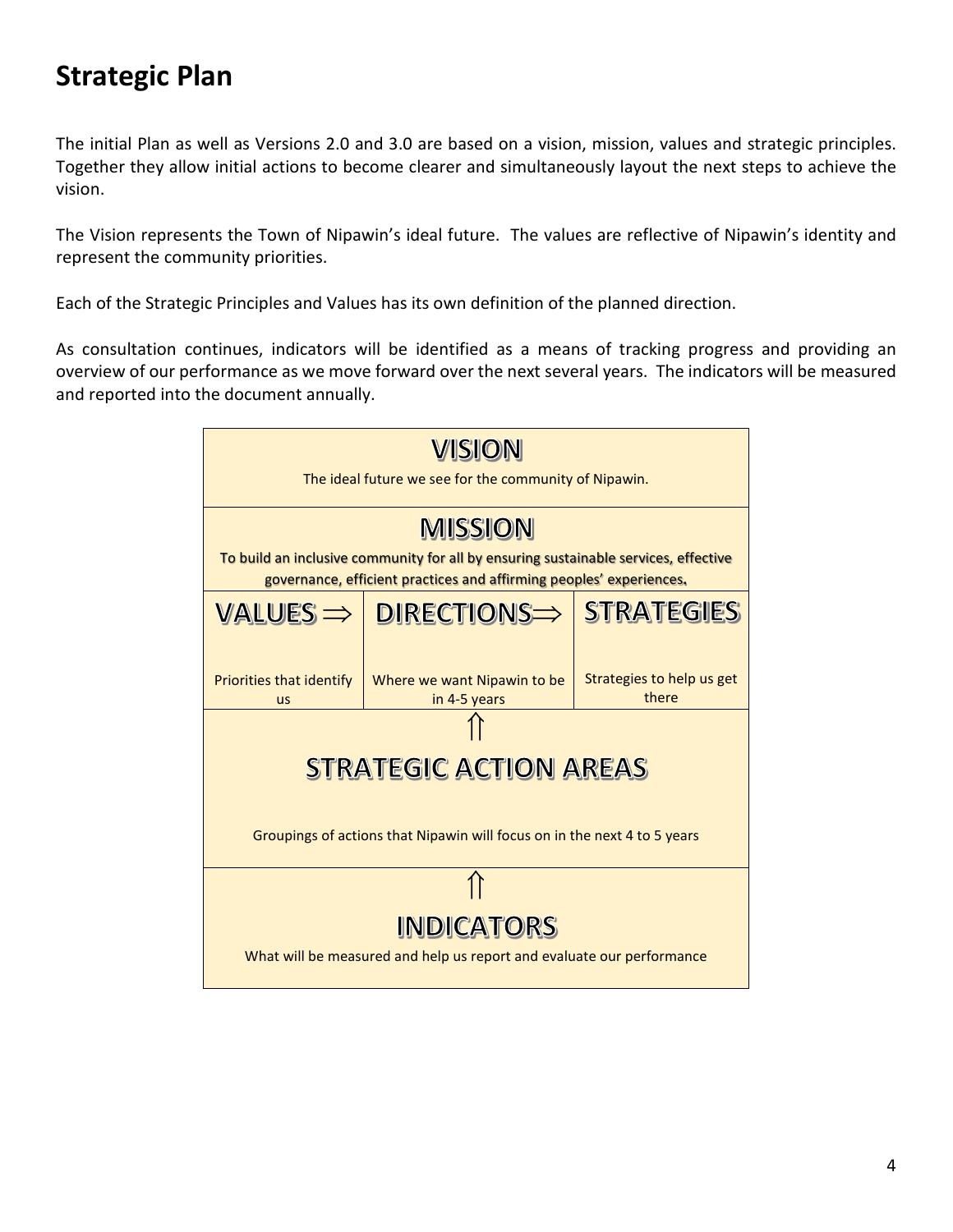# Strategic Plan

The initial Plan as well as Versions 2.0 and 3.0 are based on a vision, mission, values and strategic principles. Together they allow initial actions to become clearer and simultaneously layout the next steps to achieve the vision.

The Vision represents the Town of Nipawin's ideal future. The values are reflective of Nipawin's identity and represent the community priorities.

Each of the Strategic Principles and Values has its own definition of the planned direction.

As consultation continues, indicators will be identified as a means of tracking progress and providing an overview of our performance as we move forward over the next several years. The indicators will be measured and reported into the document annually.

| VISION | | |
|---|---|---|
| The ideal future we see for the community of Nipawin. | | |
| **MISSION** | | |
| To build an inclusive community for all by ensuring sustainable services, effective governance, efficient practices and affirming peoples' experiences. | | |
| **VALUES ⇒** | **DIRECTIONS⇒** | **STRATEGIES** |
| Priorities that identify us | Where we want Nipawin to be in 4-5 years | Strategies to help us get there |
| ⇑ **STRATEGIC ACTION AREAS** | | |
| Groupings of actions that Nipawin will focus on in the next 4 to 5 years | | |
| ⇑ **INDICATORS** | | |
| What will be measured and help us report and evaluate our performance | | |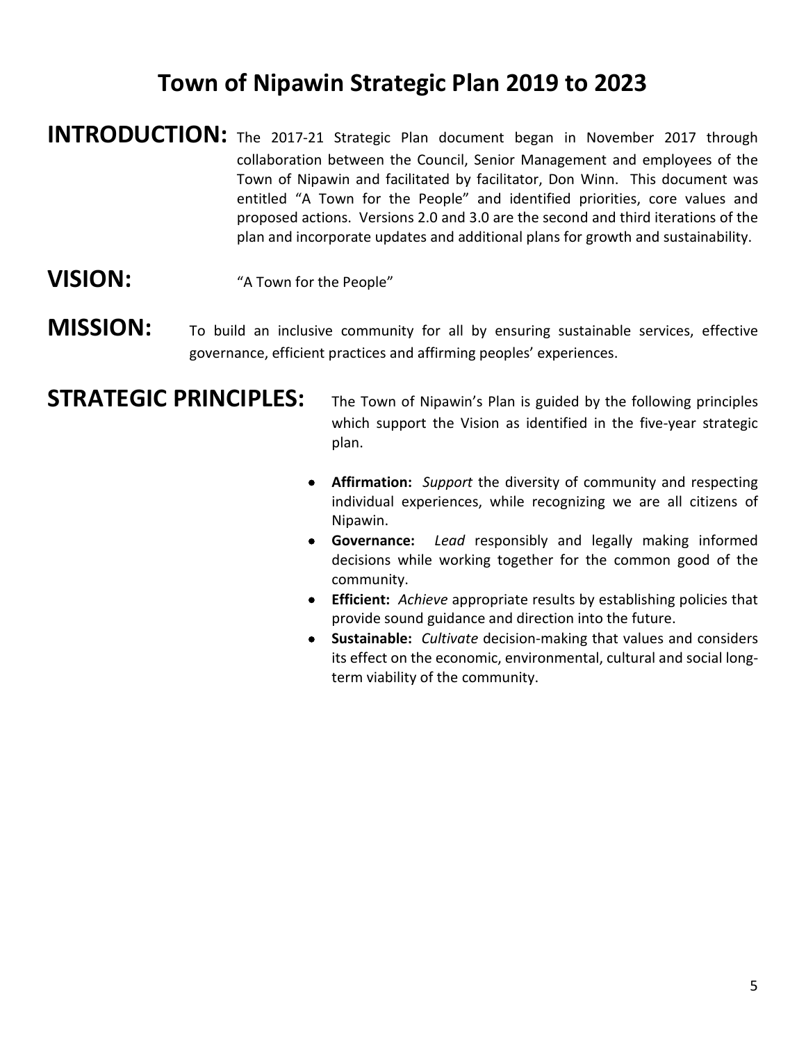# Town of Nipawin Strategic Plan 2019 to 2023

## INTRODUCTION:

The 2017-21 Strategic Plan document began in November 2017 through collaboration between the Council, Senior Management and employees of the Town of Nipawin and facilitated by facilitator, Don Winn. This document was entitled "A Town for the People" and identified priorities, core values and proposed actions. Versions 2.0 and 3.0 are the second and third iterations of the plan and incorporate updates and additional plans for growth and sustainability.

## VISION:

"A Town for the People"

## MISSION:

To build an inclusive community for all by ensuring sustainable services, effective governance, efficient practices and affirming peoples' experiences.

## STRATEGIC PRINCIPLES:

The Town of Nipawin's Plan is guided by the following principles which support the Vision as identified in the five-year strategic plan.

- **Affirmation:** *Support* the diversity of community and respecting individual experiences, while recognizing we are all citizens of Nipawin.
- **Governance:** *Lead* responsibly and legally making informed decisions while working together for the common good of the community.
- **Efficient:** *Achieve* appropriate results by establishing policies that provide sound guidance and direction into the future.
- **Sustainable:** *Cultivate* decision-making that values and considers its effect on the economic, environmental, cultural and social long-term viability of the community.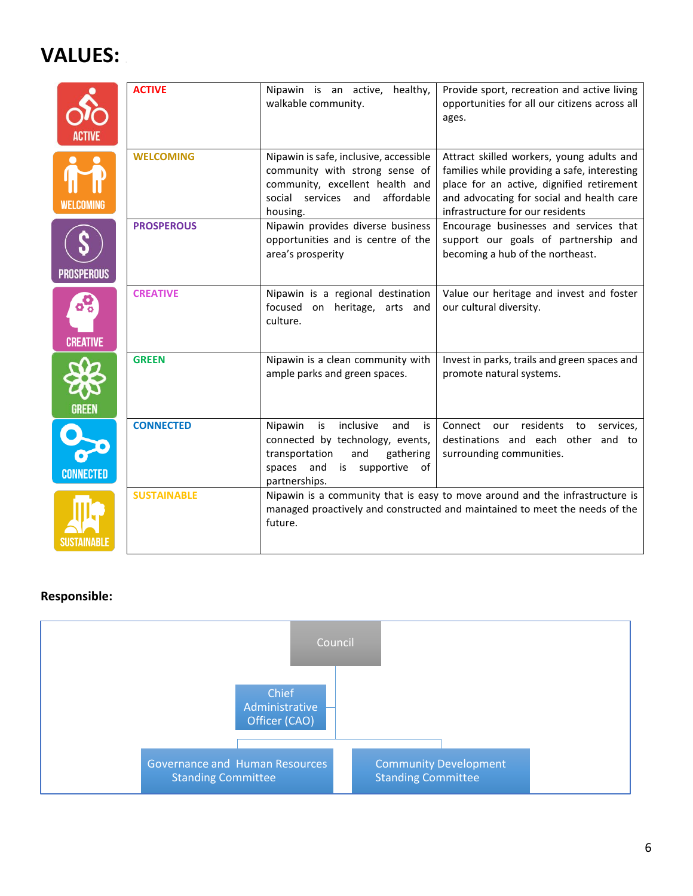# VALUES:

| | | | |
|---|---|---|---|
| ACTIVE | **ACTIVE** | Nipawin is an active, healthy, walkable community. | Provide sport, recreation and active living opportunities for all our citizens across all ages. |
| WELCOMING | **WELCOMING** | Nipawin is safe, inclusive, accessible community with strong sense of community, excellent health and social services and affordable housing. | Attract skilled workers, young adults and families while providing a safe, interesting place for an active, dignified retirement and advocating for social and health care infrastructure for our residents |
| PROSPEROUS | **PROSPEROUS** | Nipawin provides diverse business opportunities and is centre of the area's prosperity | Encourage businesses and services that support our goals of partnership and becoming a hub of the northeast. |
| CREATIVE | **CREATIVE** | Nipawin is a regional destination focused on heritage, arts and culture. | Value our heritage and invest and foster our cultural diversity. |
| GREEN | **GREEN** | Nipawin is a clean community with ample parks and green spaces. | Invest in parks, trails and green spaces and promote natural systems. |
| CONNECTED | **CONNECTED** | Nipawin is inclusive and is connected by technology, events, transportation and gathering spaces and is supportive of partnerships. | Connect our residents to services, destinations and each other and to surrounding communities. |
| SUSTAINABLE | **SUSTAINABLE** | Nipawin is a community that is easy to move around and the infrastructure is managed proactively and constructed and maintained to meet the needs of the future. | |

**Responsible:**

- Council
  - Chief Administrative Officer (CAO)
  - Governance and Human Resources Standing Committee
  - Community Development Standing Committee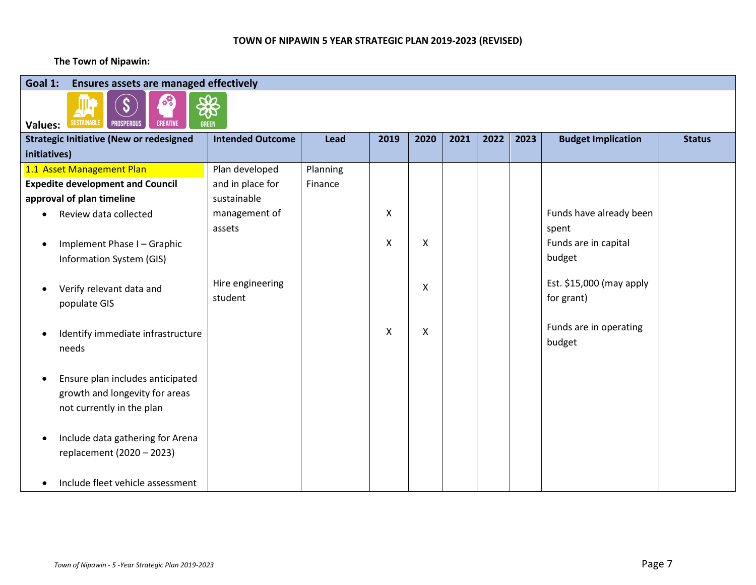**TOWN OF NIPAWIN 5 YEAR STRATEGIC PLAN 2019-2023 (REVISED)**

**The Town of Nipawin:**

| **Goal 1: Ensures assets are managed effectively** | | | | | | | | | |
|---|---|---|---|---|---|---|---|---|---|
| **Values:** SUSTAINABLE, PROSPEROUS, CREATIVE, GREEN | | | | | | | | | |
| **Strategic Initiative (New or redesigned initiatives)** | **Intended Outcome** | **Lead** | **2019** | **2020** | **2021** | **2022** | **2023** | **Budget Implication** | **Status** |
| 1.1 Asset Management Plan<br>**Expedite development and Council approval of plan timeline** | Plan developed and in place for sustainable management of assets | Planning<br>Finance | | | | | | | |
| • Review data collected | | | X | | | | | Funds have already been spent | |
| • Implement Phase I – Graphic Information System (GIS) | | | X | X | | | | Funds are in capital budget | |
| • Verify relevant data and populate GIS | Hire engineering student | | | X | | | | Est. $15,000 (may apply for grant) | |
| • Identify immediate infrastructure needs | | | X | X | | | | Funds are in operating budget | |
| • Ensure plan includes anticipated growth and longevity for areas not currently in the plan | | | | | | | | | |
| • Include data gathering for Arena replacement (2020 – 2023) | | | | | | | | | |
| • Include fleet vehicle assessment | | | | | | | | | |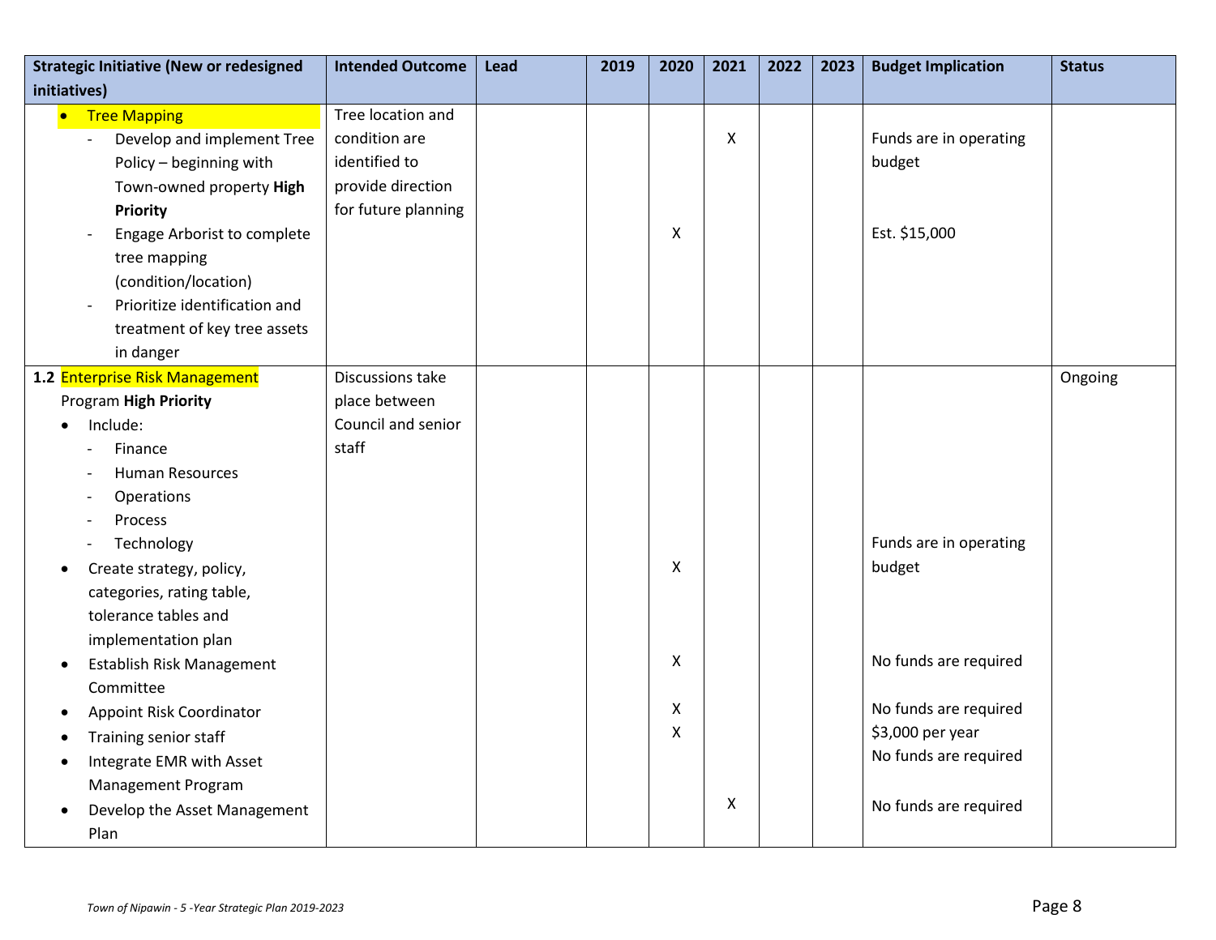| Strategic Initiative (New or redesigned initiatives) | Intended Outcome | Lead | 2019 | 2020 | 2021 | 2022 | 2023 | Budget Implication | Status |
|---|---|---|---|---|---|---|---|---|---|
| • Tree Mapping<br>- Develop and implement Tree Policy – beginning with Town-owned property **High Priority**<br>- Engage Arborist to complete tree mapping (condition/location)<br>- Prioritize identification and treatment of key tree assets in danger | Tree location and condition are identified to provide direction for future planning | | | <br><br>X | X | | | Funds are in operating budget<br><br>Est. $15,000 | |
| **1.2** Enterprise Risk Management Program **High Priority**<br>• Include:<br>- Finance<br>- Human Resources<br>- Operations<br>- Process<br>- Technology<br>• Create strategy, policy, categories, rating table, tolerance tables and implementation plan<br>• Establish Risk Management Committee<br>• Appoint Risk Coordinator<br>• Training senior staff<br>• Integrate EMR with Asset Management Program<br>• Develop the Asset Management Plan | Discussions take place between Council and senior staff | | | X<br><br>X<br><br>X<br>X | <br><br><br><br><br><br>X | | | Funds are in operating budget<br><br>No funds are required<br><br>No funds are required<br>$3,000 per year<br>No funds are required<br><br>No funds are required | Ongoing |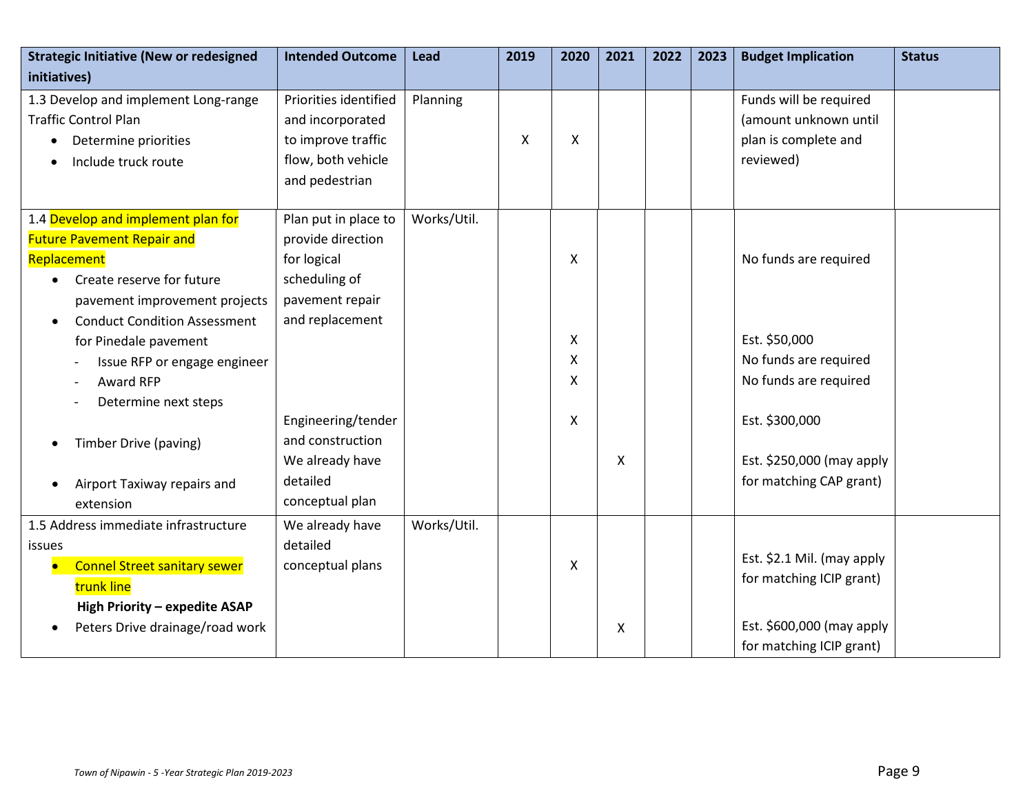| Strategic Initiative (New or redesigned initiatives) | Intended Outcome | Lead | 2019 | 2020 | 2021 | 2022 | 2023 | Budget Implication | Status |
|---|---|---|---|---|---|---|---|---|---|
| 1.3 Develop and implement Long-range Traffic Control Plan<br>• Determine priorities<br>• Include truck route | Priorities identified and incorporated to improve traffic flow, both vehicle and pedestrian | Planning | X | X | | | | Funds will be required (amount unknown until plan is complete and reviewed) | |
| 1.4 Develop and implement plan for Future Pavement Repair and Replacement<br>• Create reserve for future pavement improvement projects | Plan put in place to provide direction for logical scheduling of pavement repair and replacement | Works/Util. | | X | | | | No funds are required | |
| • Conduct Condition Assessment for Pinedale pavement | | | | X | | | | Est. $50,000 | |
| - Issue RFP or engage engineer | | | | X | | | | No funds are required | |
| - Award RFP | | | | X | | | | No funds are required | |
| - Determine next steps | | | | | | | | | |
| • Timber Drive (paving) | Engineering/tender and construction | | | X | | | | Est. $300,000 | |
| • Airport Taxiway repairs and extension | We already have detailed conceptual plan | | | | X | | | Est. $250,000 (may apply for matching CAP grant) | |
| 1.5 Address immediate infrastructure issues<br>• Connel Street sanitary sewer trunk line<br>**High Priority – expedite ASAP** | We already have detailed conceptual plans | Works/Util. | | X | | | | Est. $2.1 Mil. (may apply for matching ICIP grant) | |
| • Peters Drive drainage/road work | | | | | X | | | Est. $600,000 (may apply for matching ICIP grant) | |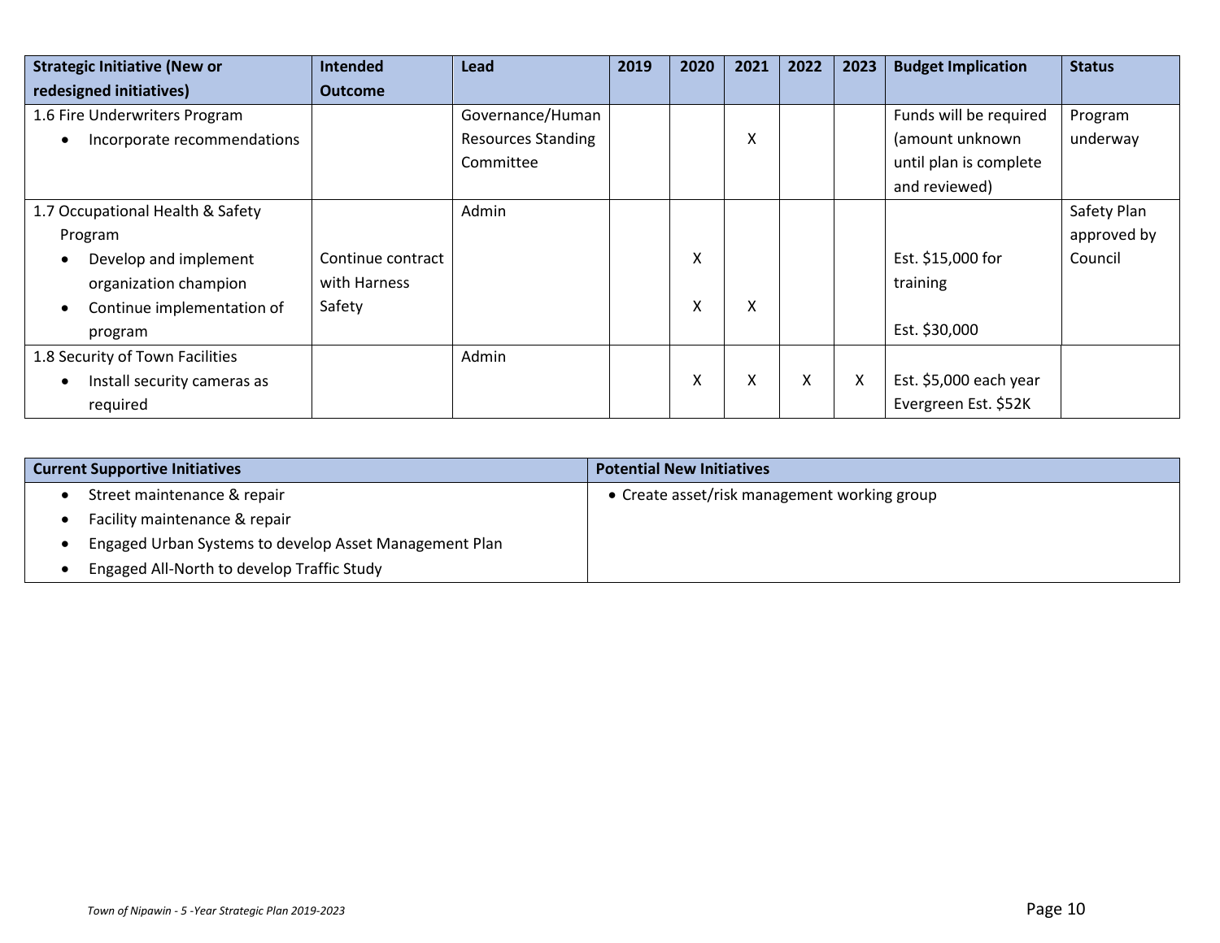| Strategic Initiative (New or redesigned initiatives) | Intended Outcome | Lead | 2019 | 2020 | 2021 | 2022 | 2023 | Budget Implication | Status |
|---|---|---|---|---|---|---|---|---|---|
| 1.6 Fire Underwriters Program<br>• Incorporate recommendations | | Governance/Human Resources Standing Committee | | | X | | | Funds will be required (amount unknown until plan is complete and reviewed) | Program underway |
| 1.7 Occupational Health & Safety Program<br>• Develop and implement organization champion<br>• Continue implementation of program | Continue contract with Harness Safety | Admin | | X<br>X | <br>X | | | Est. $15,000 for training<br>Est. $30,000 | Safety Plan approved by Council |
| 1.8 Security of Town Facilities<br>• Install security cameras as required | | Admin | | X | X | X | X | Est. $5,000 each year<br>Evergreen Est. $52K | |

| Current Supportive Initiatives | Potential New Initiatives |
|---|---|
| • Street maintenance & repair<br>• Facility maintenance & repair<br>• Engaged Urban Systems to develop Asset Management Plan<br>• Engaged All-North to develop Traffic Study | • Create asset/risk management working group |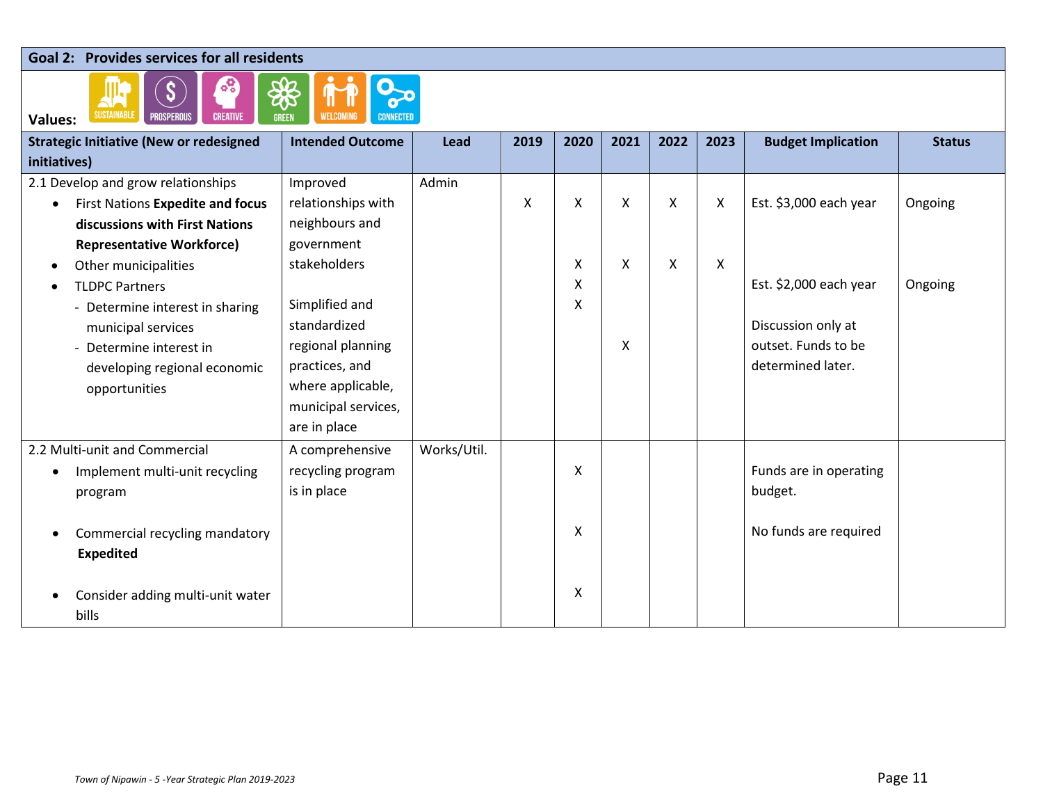| Goal 2: Provides services for all residents | | | | | | | | | |
|---|---|---|---|---|---|---|---|---|---|
| **Values:** SUSTAINABLE, PROSPEROUS, CREATIVE, GREEN, WELCOMING, CONNECTED | | | | | | | | | |
| **Strategic Initiative (New or redesigned initiatives)** | **Intended Outcome** | **Lead** | **2019** | **2020** | **2021** | **2022** | **2023** | **Budget Implication** | **Status** |
| 2.1 Develop and grow relationships | Improved relationships with neighbours and government stakeholders | Admin | | | | | | | |
| • First Nations **Expedite and focus discussions with First Nations Representative Workforce)** | | | X | X | X | X | X | Est. $3,000 each year | Ongoing |
| • Other municipalities | | | | X | X | X | X | | |
| • TLDPC Partners | | | | X | | | | Est. $2,000 each year | Ongoing |
| - Determine interest in sharing municipal services | Simplified and standardized regional planning practices, and where applicable, municipal services, are in place | | | X | | | | Discussion only at outset. Funds to be determined later. | |
| - Determine interest in developing regional economic opportunities | | | | | X | | | | |
| 2.2 Multi-unit and Commercial | A comprehensive recycling program is in place | Works/Util. | | | | | | | |
| • Implement multi-unit recycling program | | | | X | | | | Funds are in operating budget. | |
| • Commercial recycling mandatory **Expedited** | | | | X | | | | No funds are required | |
| • Consider adding multi-unit water bills | | | | X | | | | | |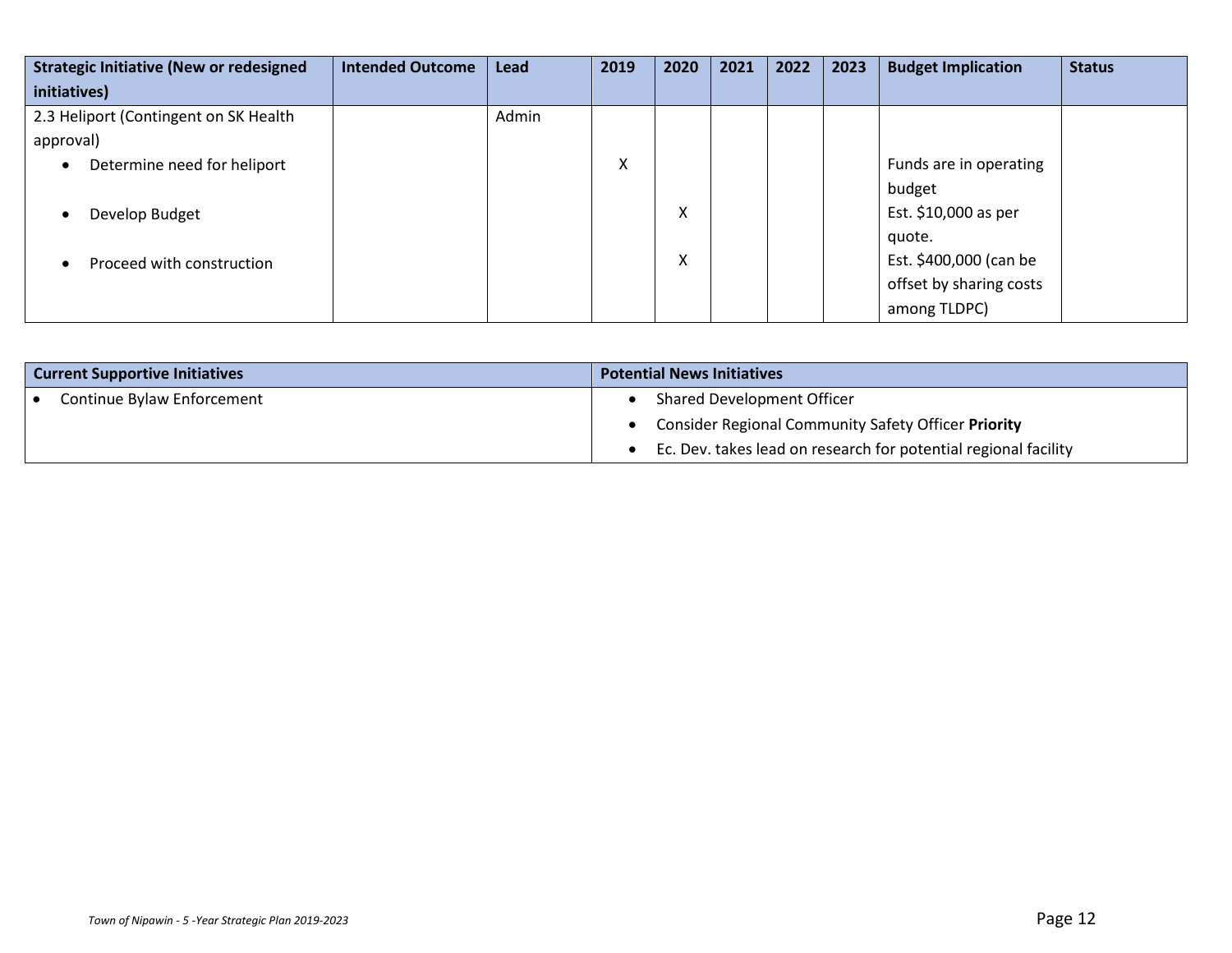| Strategic Initiative (New or redesigned initiatives) | Intended Outcome | Lead | 2019 | 2020 | 2021 | 2022 | 2023 | Budget Implication | Status |
|---|---|---|---|---|---|---|---|---|---|
| 2.3 Heliport (Contingent on SK Health approval) | | Admin | | | | | | | |
| • Determine need for heliport | | | X | | | | | Funds are in operating budget | |
| • Develop Budget | | | | X | | | | Est. $10,000 as per quote. | |
| • Proceed with construction | | | | X | | | | Est. $400,000 (can be offset by sharing costs among TLDPC) | |

| Current Supportive Initiatives | Potential News Initiatives |
|---|---|
| • Continue Bylaw Enforcement | • Shared Development Officer<br>• Consider Regional Community Safety Officer **Priority**<br>• Ec. Dev. takes lead on research for potential regional facility |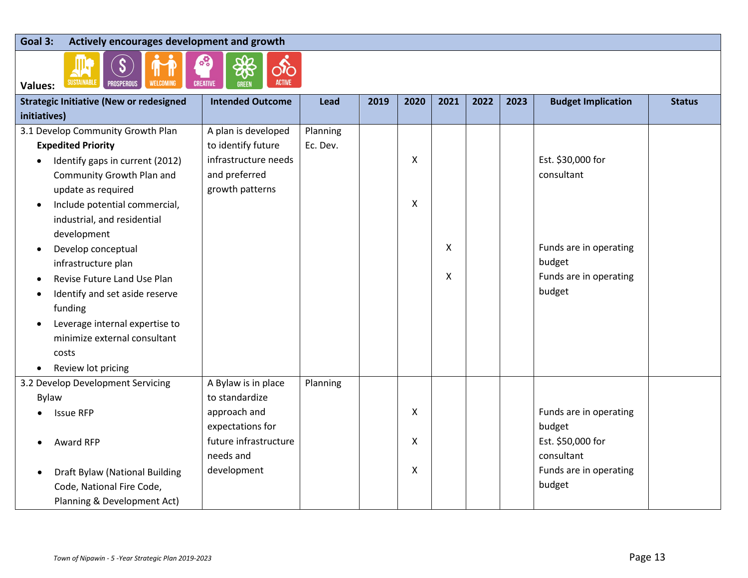| Goal 3: | Actively encourages development and growth | | | | | | | | |
|---|---|---|---|---|---|---|---|---|---|
| **Values:** SUSTAINABLE, PROSPEROUS, WELCOMING, CREATIVE, GREEN, ACTIVE | | | | | | | | | |
| **Strategic Initiative (New or redesigned initiatives)** | **Intended Outcome** | **Lead** | **2019** | **2020** | **2021** | **2022** | **2023** | **Budget Implication** | **Status** |
| 3.1 Develop Community Growth Plan<br>**Expedited Priority** | A plan is developed to identify future infrastructure needs and preferred growth patterns | Planning<br>Ec. Dev. | | | | | | | |
| • Identify gaps in current (2012) Community Growth Plan and update as required | | | | X | | | | Est. $30,000 for consultant | |
| • Include potential commercial, industrial, and residential development | | | | X | | | | | |
| • Develop conceptual infrastructure plan | | | | | X | | | Funds are in operating budget | |
| • Revise Future Land Use Plan | | | | | X | | | Funds are in operating budget | |
| • Identify and set aside reserve funding | | | | | | | | | |
| • Leverage internal expertise to minimize external consultant costs | | | | | | | | | |
| • Review lot pricing | | | | | | | | | |
| 3.2 Develop Development Servicing Bylaw | A Bylaw is in place to standardize approach and expectations for future infrastructure needs and development | Planning | | | | | | | |
| • Issue RFP | | | | X | | | | Funds are in operating budget | |
| • Award RFP | | | | X | | | | Est. $50,000 for consultant | |
| • Draft Bylaw (National Building Code, National Fire Code, Planning & Development Act) | | | | X | | | | Funds are in operating budget | |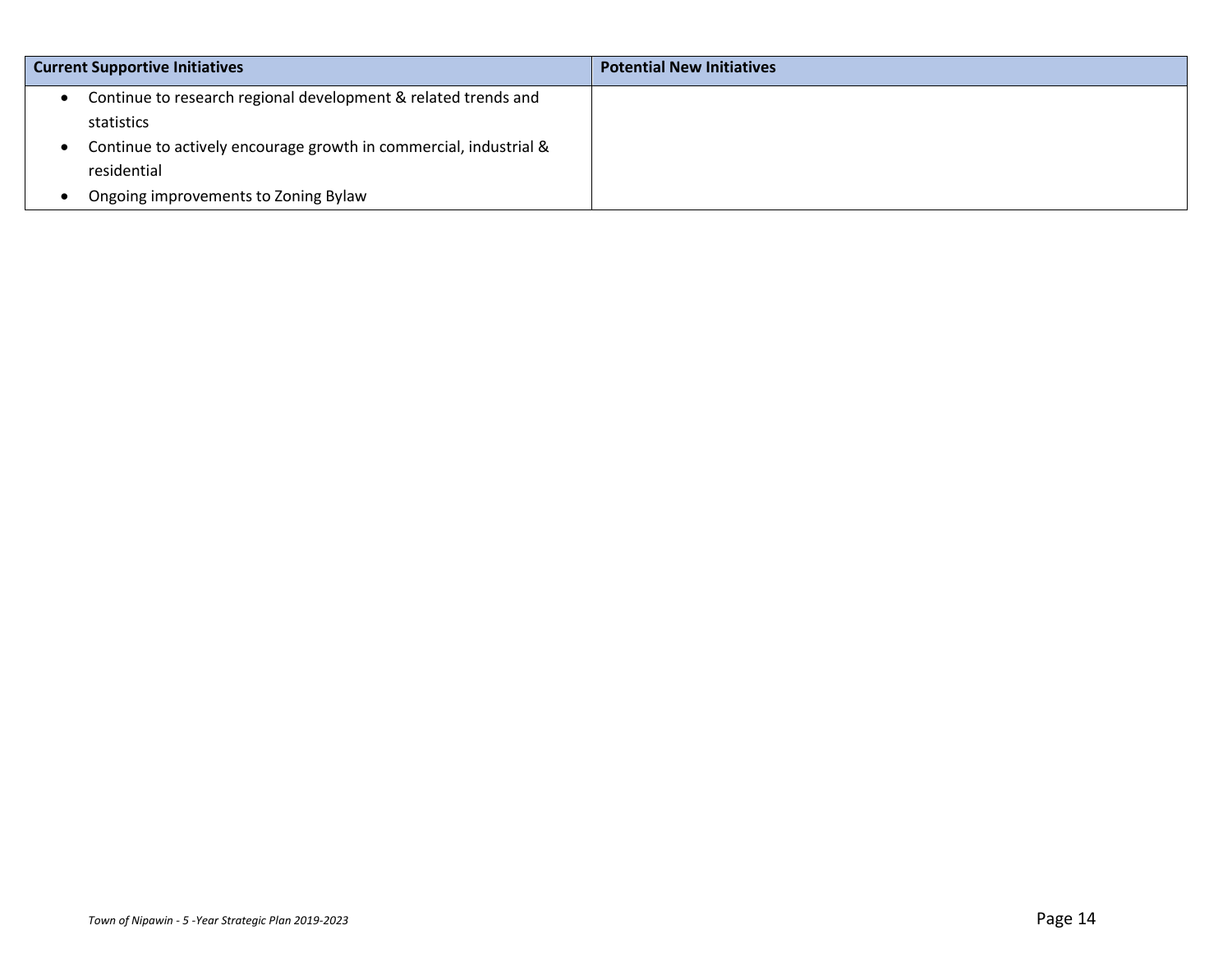| Current Supportive Initiatives | Potential New Initiatives |
| --- | --- |
| • Continue to research regional development & related trends and statistics<br>• Continue to actively encourage growth in commercial, industrial & residential<br>• Ongoing improvements to Zoning Bylaw | |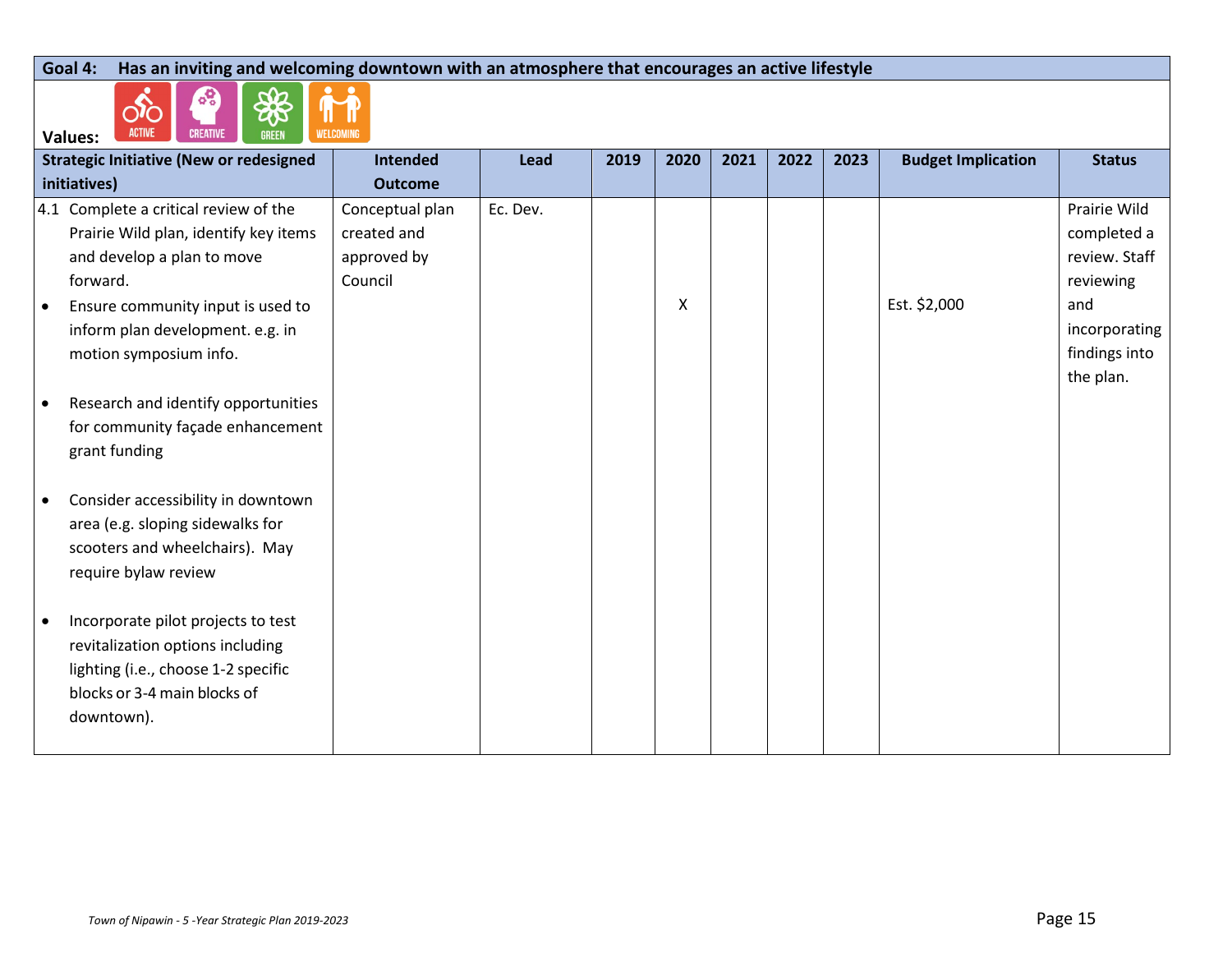**Goal 4: Has an inviting and welcoming downtown with an atmosphere that encourages an active lifestyle**

**Values:** ACTIVE, CREATIVE, GREEN, WELCOMING

| Strategic Initiative (New or redesigned initiatives) | Intended Outcome | Lead | 2019 | 2020 | 2021 | 2022 | 2023 | Budget Implication | Status |
|---|---|---|---|---|---|---|---|---|---|
| 4.1 Complete a critical review of the Prairie Wild plan, identify key items and develop a plan to move forward.<br>• Ensure community input is used to inform plan development. e.g. in motion symposium info.<br>• Research and identify opportunities for community façade enhancement grant funding<br>• Consider accessibility in downtown area (e.g. sloping sidewalks for scooters and wheelchairs). May require bylaw review<br>• Incorporate pilot projects to test revitalization options including lighting (i.e., choose 1-2 specific blocks or 3-4 main blocks of downtown). | Conceptual plan created and approved by Council | Ec. Dev. | | X | | | | Est. $2,000 | Prairie Wild completed a review. Staff reviewing and incorporating findings into the plan. |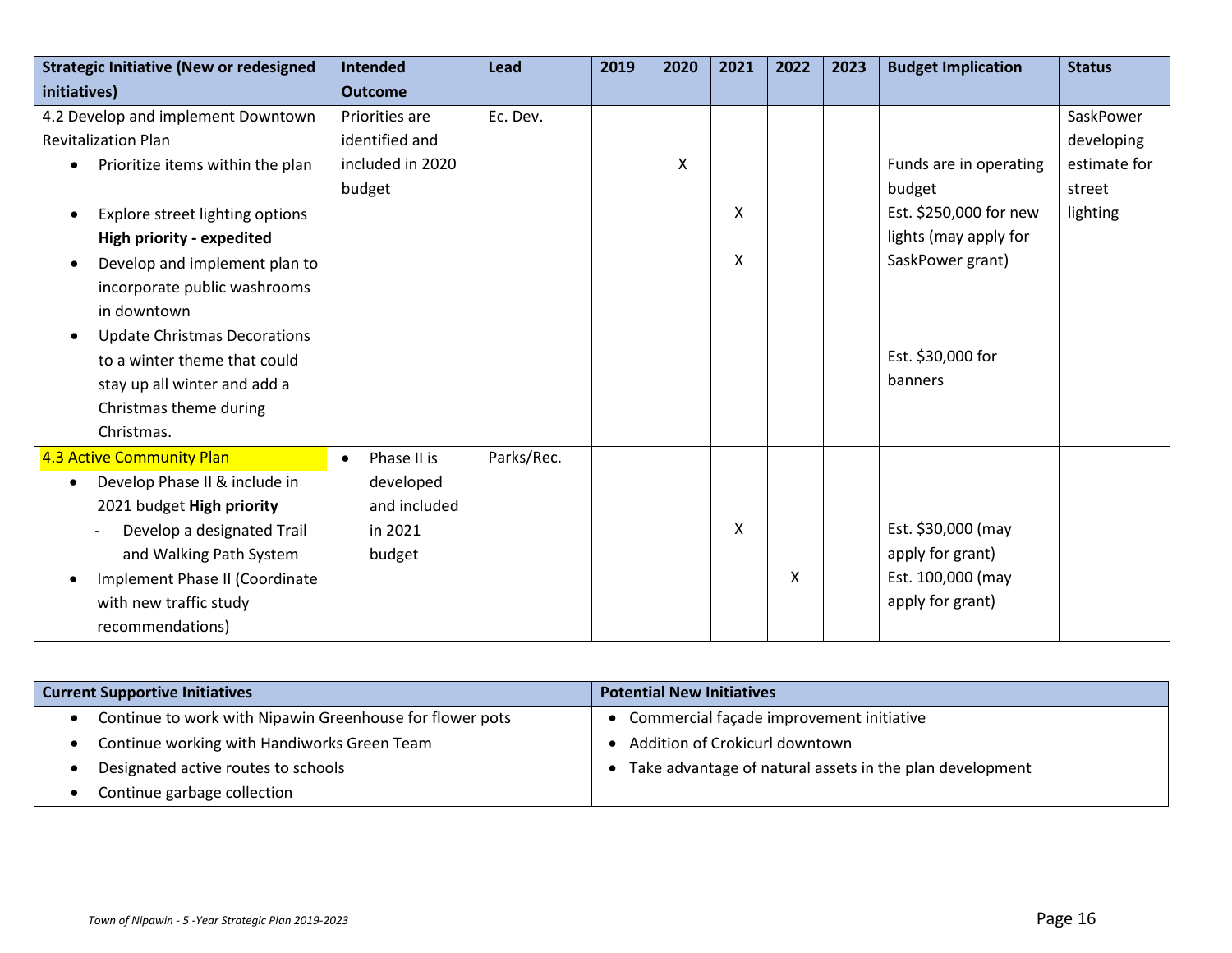| Strategic Initiative (New or redesigned initiatives) | Intended Outcome | Lead | 2019 | 2020 | 2021 | 2022 | 2023 | Budget Implication | Status |
|---|---|---|---|---|---|---|---|---|---|
| 4.2 Develop and implement Downtown Revitalization Plan<br>• Prioritize items within the plan<br>• Explore street lighting options **High priority - expedited**<br>• Develop and implement plan to incorporate public washrooms in downtown<br>• Update Christmas Decorations to a winter theme that could stay up all winter and add a Christmas theme during Christmas. | Priorities are identified and included in 2020 budget | Ec. Dev. | | X | X<br>X | | | Funds are in operating budget<br>Est. $250,000 for new lights (may apply for SaskPower grant)<br>Est. $30,000 for banners | SaskPower developing estimate for street lighting |
| 4.3 Active Community Plan<br>• Develop Phase II & include in 2021 budget **High priority**<br>- Develop a designated Trail and Walking Path System<br>• Implement Phase II (Coordinate with new traffic study recommendations) | • Phase II is developed and included in 2021 budget | Parks/Rec. | | | X | X | | Est. $30,000 (may apply for grant)<br>Est. 100,000 (may apply for grant) | |

| Current Supportive Initiatives | Potential New Initiatives |
|---|---|
| • Continue to work with Nipawin Greenhouse for flower pots<br>• Continue working with Handiworks Green Team<br>• Designated active routes to schools<br>• Continue garbage collection | • Commercial façade improvement initiative<br>• Addition of Crokicurl downtown<br>• Take advantage of natural assets in the plan development |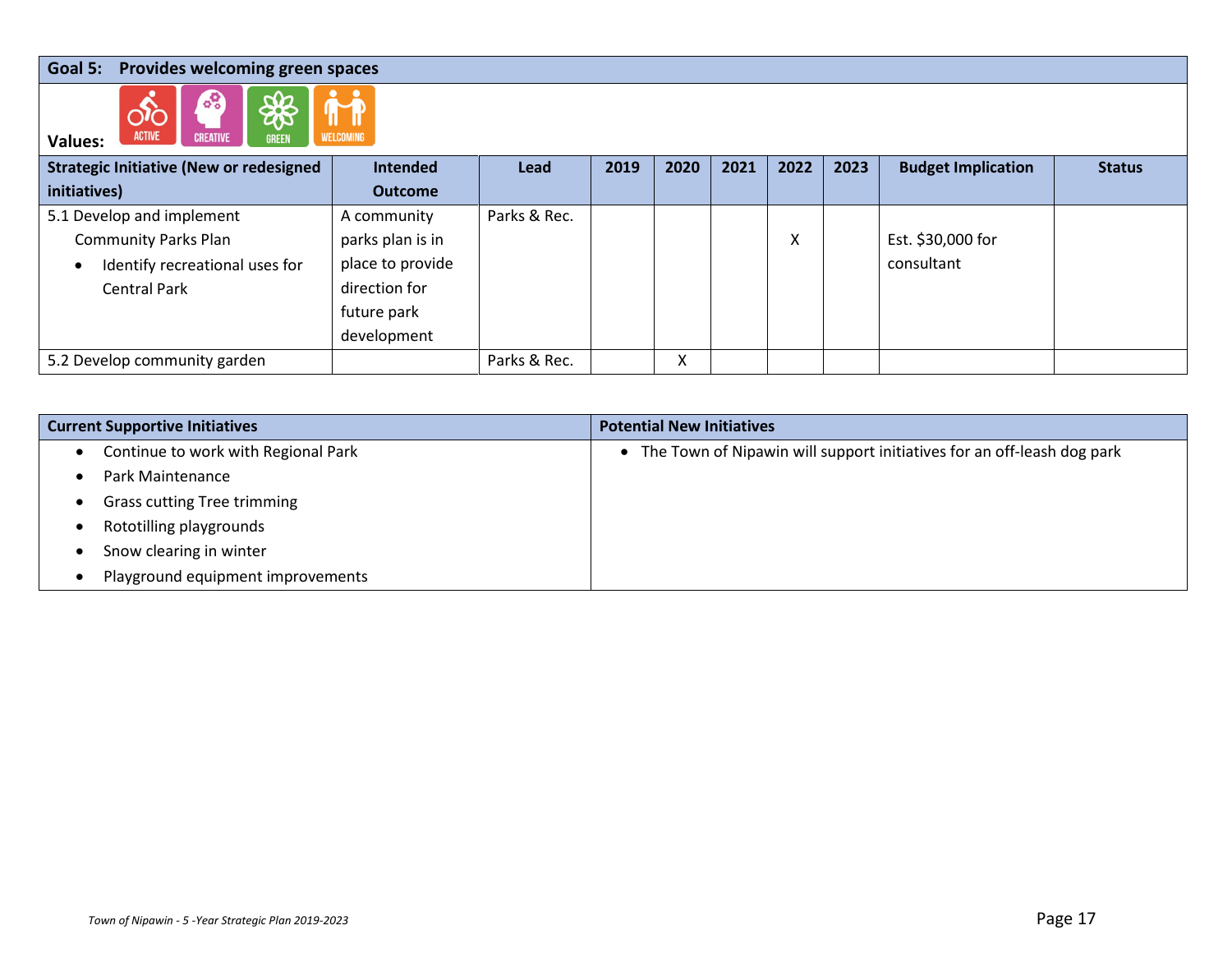## Goal 5: Provides welcoming green spaces

**Values:** ACTIVE, CREATIVE, GREEN, WELCOMING

| Strategic Initiative (New or redesigned initiatives) | Intended Outcome | Lead | 2019 | 2020 | 2021 | 2022 | 2023 | Budget Implication | Status |
|---|---|---|---|---|---|---|---|---|---|
| 5.1 Develop and implement Community Parks Plan<br>• Identify recreational uses for Central Park | A community parks plan is in place to provide direction for future park development | Parks & Rec. | | | | X | | Est. $30,000 for consultant | |
| 5.2 Develop community garden | | Parks & Rec. | | X | | | | | |

| Current Supportive Initiatives | Potential New Initiatives |
|---|---|
| • Continue to work with Regional Park<br>• Park Maintenance<br>• Grass cutting Tree trimming<br>• Rototilling playgrounds<br>• Snow clearing in winter<br>• Playground equipment improvements | • The Town of Nipawin will support initiatives for an off-leash dog park |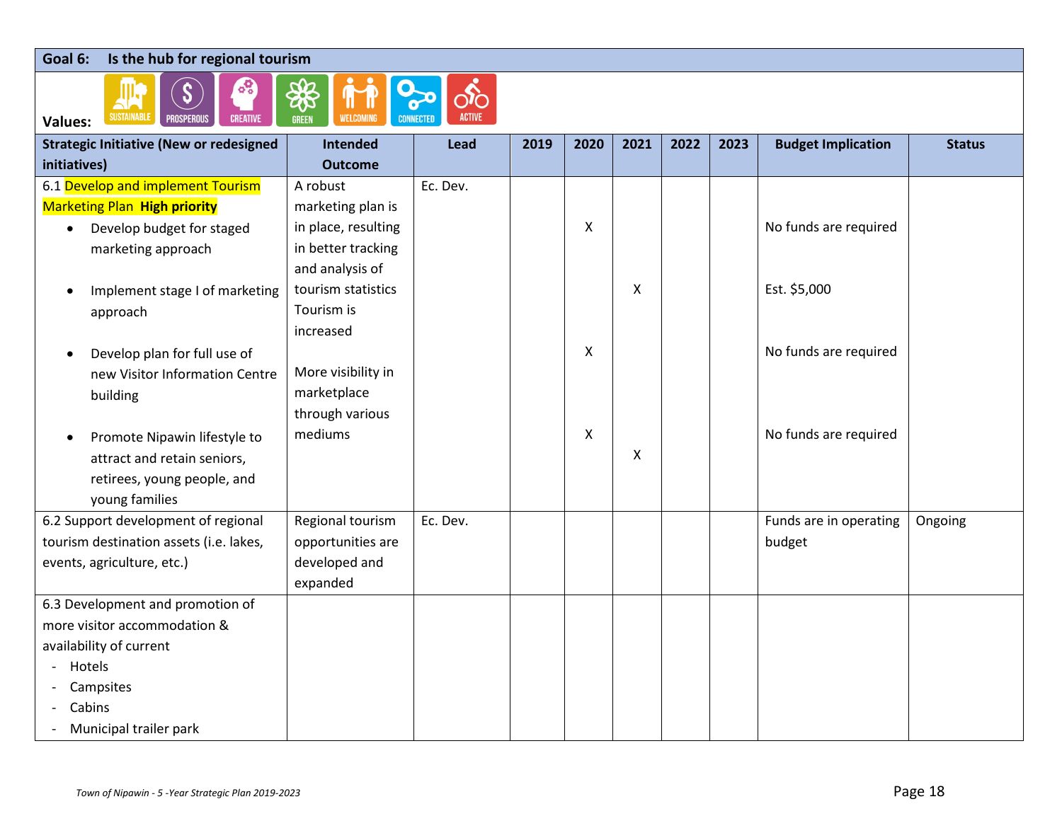## Goal 6: Is the hub for regional tourism

**Values:** SUSTAINABLE, PROSPEROUS, CREATIVE, GREEN, WELCOMING, CONNECTED, ACTIVE

| Strategic Initiative (New or redesigned initiatives) | Intended Outcome | Lead | 2019 | 2020 | 2021 | 2022 | 2023 | Budget Implication | Status |
|---|---|---|---|---|---|---|---|---|---|
| 6.1 Develop and implement Tourism Marketing Plan **High priority** | A robust marketing plan is in place, resulting in better tracking and analysis of tourism statistics Tourism is increased<br><br>More visibility in marketplace through various mediums | Ec. Dev. | | | | | | | |
| • Develop budget for staged marketing approach | | | | X | | | | No funds are required | |
| • Implement stage I of marketing approach | | | | | X | | | Est. $5,000 | |
| • Develop plan for full use of new Visitor Information Centre building | | | | X | | | | No funds are required | |
| • Promote Nipawin lifestyle to attract and retain seniors, retirees, young people, and young families | | | | X | X | | | No funds are required | |
| 6.2 Support development of regional tourism destination assets (i.e. lakes, events, agriculture, etc.) | Regional tourism opportunities are developed and expanded | Ec. Dev. | | | | | | Funds are in operating budget | Ongoing |
| 6.3 Development and promotion of more visitor accommodation & availability of current<br>- Hotels<br>- Campsites<br>- Cabins<br>- Municipal trailer park | | | | | | | | | |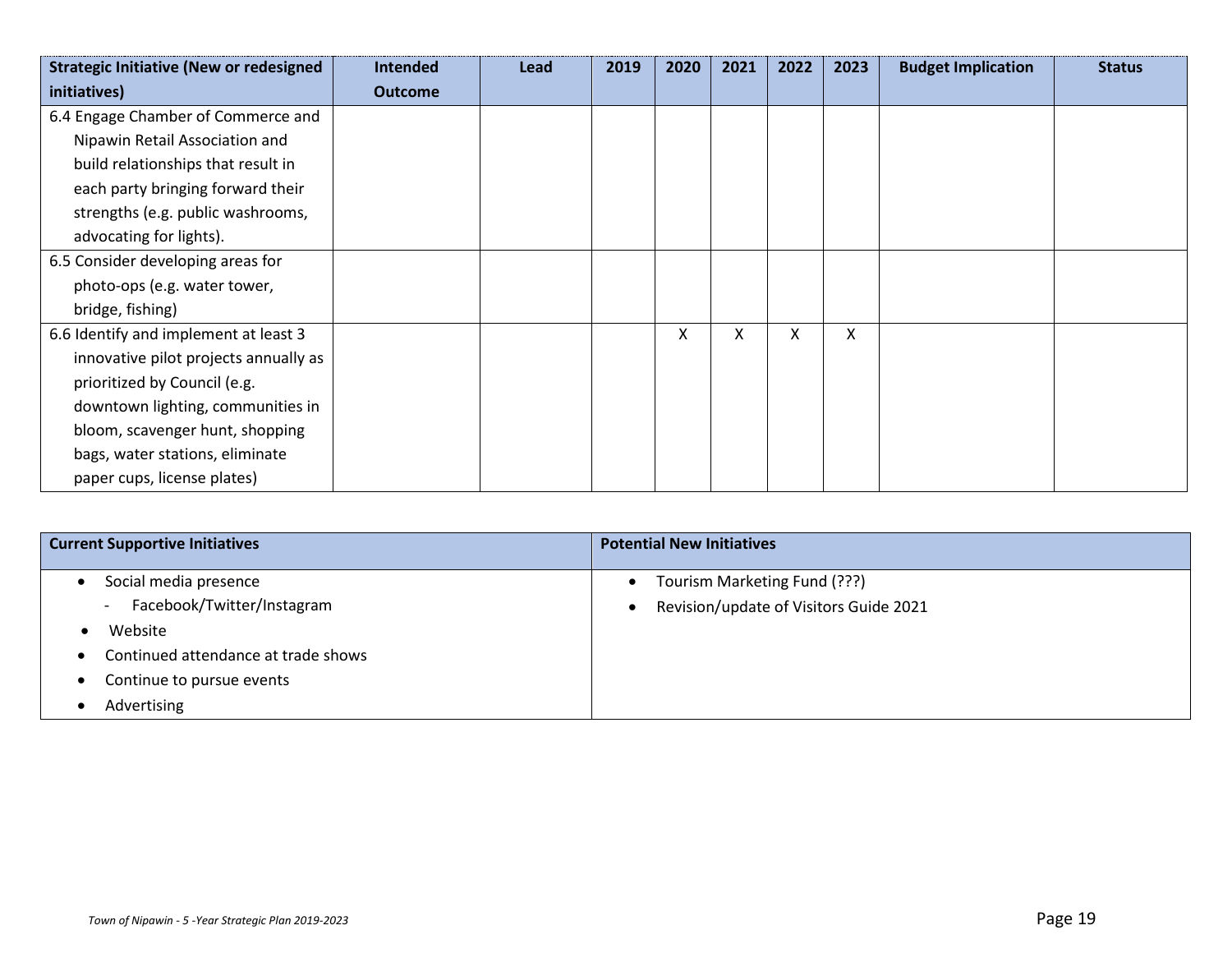| Strategic Initiative (New or redesigned initiatives) | Intended Outcome | Lead | 2019 | 2020 | 2021 | 2022 | 2023 | Budget Implication | Status |
|---|---|---|---|---|---|---|---|---|---|
| 6.4 Engage Chamber of Commerce and Nipawin Retail Association and build relationships that result in each party bringing forward their strengths (e.g. public washrooms, advocating for lights). | | | | | | | | | |
| 6.5 Consider developing areas for photo-ops (e.g. water tower, bridge, fishing) | | | | | | | | | |
| 6.6 Identify and implement at least 3 innovative pilot projects annually as prioritized by Council (e.g. downtown lighting, communities in bloom, scavenger hunt, shopping bags, water stations, eliminate paper cups, license plates) | | | | X | X | X | X | | |

| Current Supportive Initiatives | Potential New Initiatives |
|---|---|
| • Social media presence<br>&nbsp;&nbsp;- Facebook/Twitter/Instagram<br>• Website<br>• Continued attendance at trade shows<br>• Continue to pursue events<br>• Advertising | • Tourism Marketing Fund (???)<br>• Revision/update of Visitors Guide 2021 |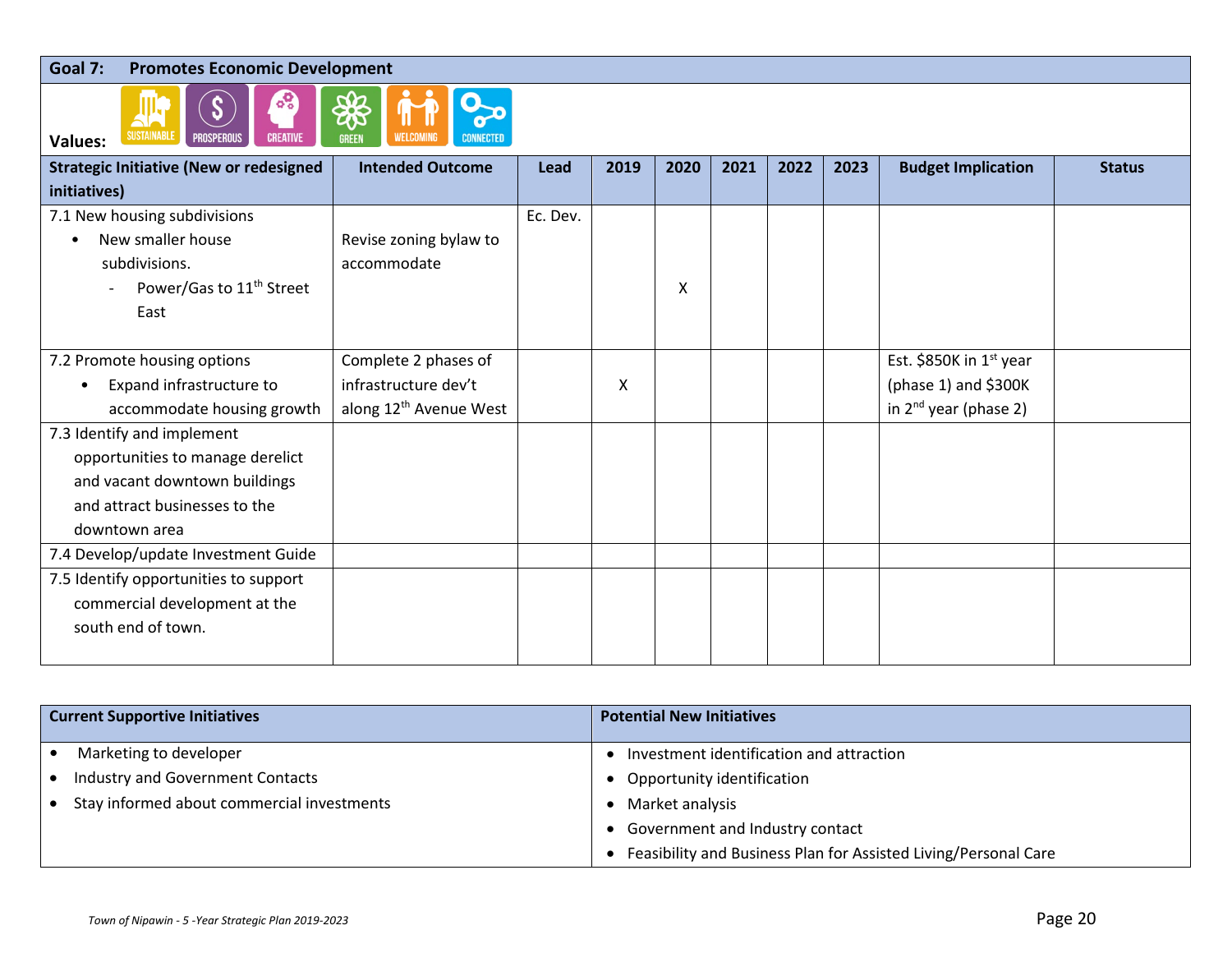## Goal 7: Promotes Economic Development

**Values:** SUSTAINABLE, PROSPEROUS, CREATIVE, GREEN, WELCOMING, CONNECTED

| Strategic Initiative (New or redesigned initiatives) | Intended Outcome | Lead | 2019 | 2020 | 2021 | 2022 | 2023 | Budget Implication | Status |
|---|---|---|---|---|---|---|---|---|---|
| 7.1 New housing subdivisions<br>• New smaller house subdivisions.<br>- Power/Gas to 11th Street East | Revise zoning bylaw to accommodate | Ec. Dev. | | X | | | | | |
| 7.2 Promote housing options<br>• Expand infrastructure to accommodate housing growth | Complete 2 phases of infrastructure dev't along 12th Avenue West | | X | | | | | Est. $850K in 1st year (phase 1) and $300K in 2nd year (phase 2) | |
| 7.3 Identify and implement opportunities to manage derelict and vacant downtown buildings and attract businesses to the downtown area | | | | | | | | | |
| 7.4 Develop/update Investment Guide | | | | | | | | | |
| 7.5 Identify opportunities to support commercial development at the south end of town. | | | | | | | | | |

| Current Supportive Initiatives | Potential New Initiatives |
|---|---|
| • Marketing to developer<br>• Industry and Government Contacts<br>• Stay informed about commercial investments | • Investment identification and attraction<br>• Opportunity identification<br>• Market analysis<br>• Government and Industry contact<br>• Feasibility and Business Plan for Assisted Living/Personal Care |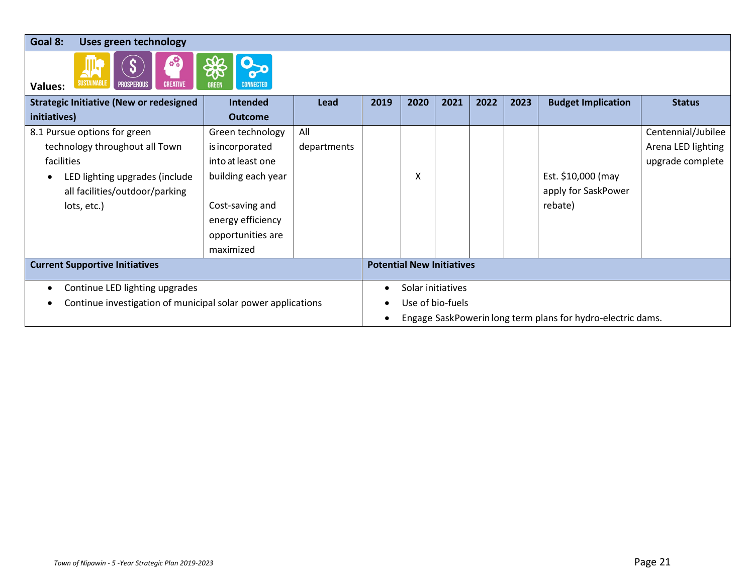## Goal 8: Uses green technology

**Values:** SUSTAINABLE, PROSPEROUS, CREATIVE, GREEN, CONNECTED

| Strategic Initiative (New or redesigned initiatives) | Intended Outcome | Lead | 2019 | 2020 | 2021 | 2022 | 2023 | Budget Implication | Status |
|---|---|---|---|---|---|---|---|---|---|
| 8.1 Pursue options for green technology throughout all Town facilities<br>• LED lighting upgrades (include all facilities/outdoor/parking lots, etc.) | Green technology is incorporated into at least one building each year<br><br>Cost-saving and energy efficiency opportunities are maximized | All departments | | X | | | | Est. $10,000 (may apply for SaskPower rebate) | Centennial/Jubilee Arena LED lighting upgrade complete |

| Current Supportive Initiatives | Potential New Initiatives |
|---|---|
| • Continue LED lighting upgrades<br>• Continue investigation of municipal solar power applications | • Solar initiatives<br>• Use of bio-fuels<br>• Engage SaskPower in long term plans for hydro-electric dams. |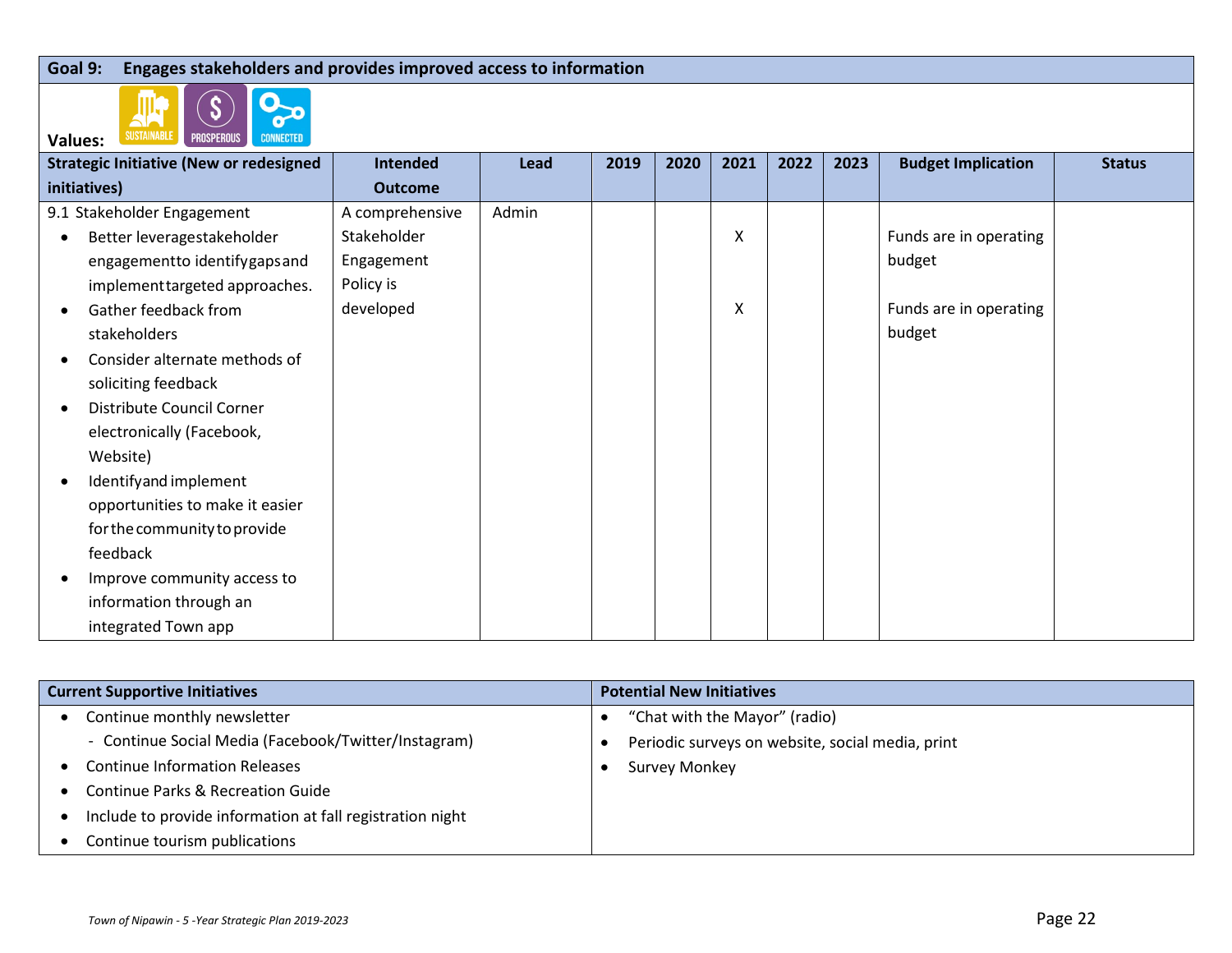## Goal 9: Engages stakeholders and provides improved access to information

**Values:** SUSTAINABLE, PROSPEROUS, CONNECTED

| Strategic Initiative (New or redesigned initiatives) | Intended Outcome | Lead | 2019 | 2020 | 2021 | 2022 | 2023 | Budget Implication | Status |
|---|---|---|---|---|---|---|---|---|---|
| 9.1 Stakeholder Engagement | A comprehensive Stakeholder Engagement Policy is developed | Admin | | | | | | | |
| • Better leverage stakeholder engagement to identify gaps and implement targeted approaches. | | | | | X | | | Funds are in operating budget | |
| • Gather feedback from stakeholders | | | | | X | | | Funds are in operating budget | |
| • Consider alternate methods of soliciting feedback | | | | | | | | | |
| • Distribute Council Corner electronically (Facebook, Website) | | | | | | | | | |
| • Identify and implement opportunities to make it easier for the community to provide feedback | | | | | | | | | |
| • Improve community access to information through an integrated Town app | | | | | | | | | |

| Current Supportive Initiatives | Potential New Initiatives |
|---|---|
| • Continue monthly newsletter<br>  - Continue Social Media (Facebook/Twitter/Instagram)<br>• Continue Information Releases<br>• Continue Parks & Recreation Guide<br>• Include to provide information at fall registration night<br>• Continue tourism publications | • "Chat with the Mayor" (radio)<br>• Periodic surveys on website, social media, print<br>• Survey Monkey |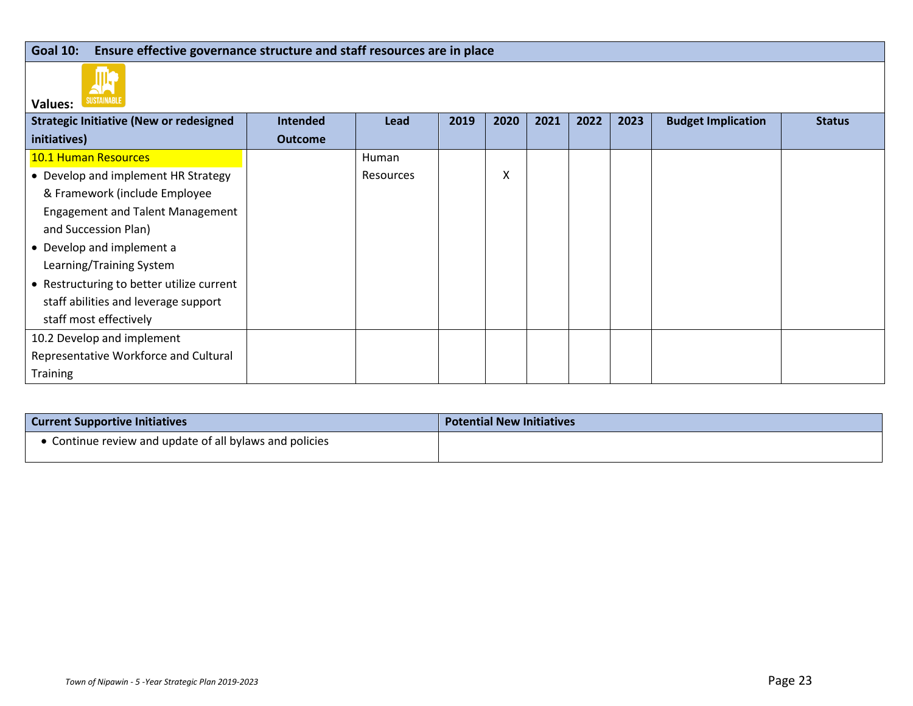**Goal 10: Ensure effective governance structure and staff resources are in place**

**Values:** SUSTAINABLE

| Strategic Initiative (New or redesigned initiatives) | Intended Outcome | Lead | 2019 | 2020 | 2021 | 2022 | 2023 | Budget Implication | Status |
|---|---|---|---|---|---|---|---|---|---|
| 10.1 Human Resources<br>• Develop and implement HR Strategy & Framework (include Employee Engagement and Talent Management and Succession Plan)<br>• Develop and implement a Learning/Training System<br>• Restructuring to better utilize current staff abilities and leverage support staff most effectively | | Human Resources | | X | | | | | |
| 10.2 Develop and implement Representative Workforce and Cultural Training | | | | | | | | | |

| Current Supportive Initiatives | Potential New Initiatives |
|---|---|
| • Continue review and update of all bylaws and policies | |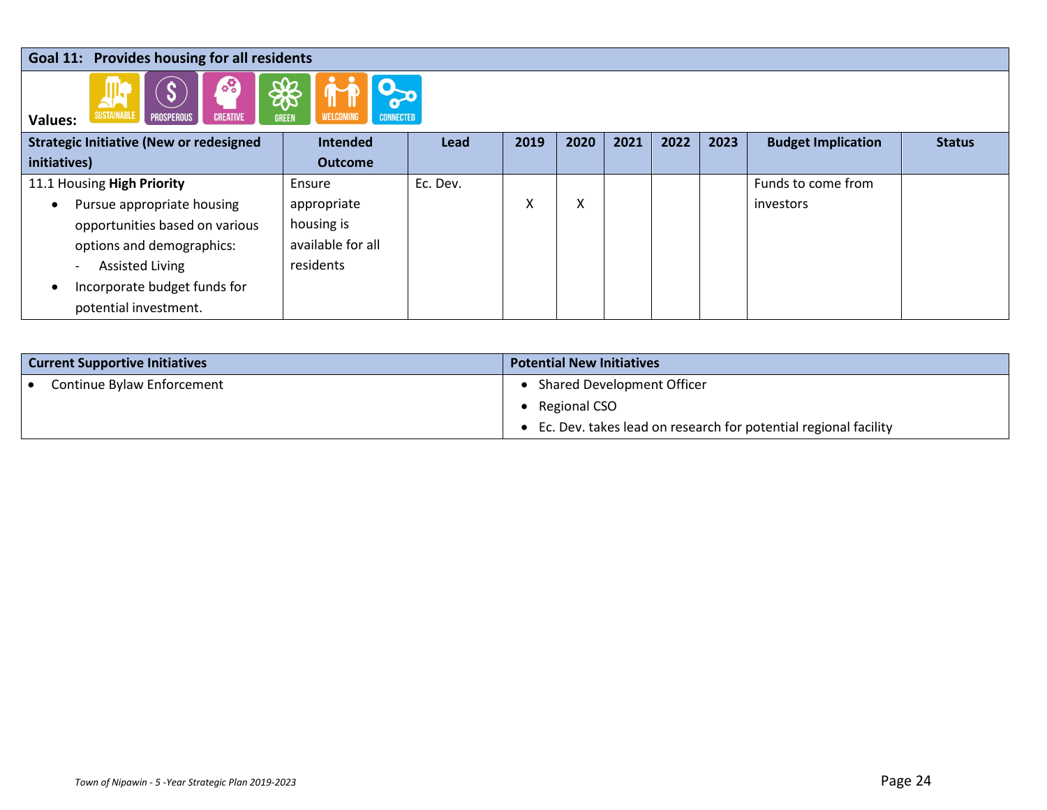**Goal 11: Provides housing for all residents**

**Values:** SUSTAINABLE, PROSPEROUS, CREATIVE, GREEN, WELCOMING, CONNECTED

| Strategic Initiative (New or redesigned initiatives) | Intended Outcome | Lead | 2019 | 2020 | 2021 | 2022 | 2023 | Budget Implication | Status |
|---|---|---|---|---|---|---|---|---|---|
| 11.1 Housing **High Priority**<br>• Pursue appropriate housing opportunities based on various options and demographics:<br>  - Assisted Living<br>• Incorporate budget funds for potential investment. | Ensure appropriate housing is available for all residents | Ec. Dev. | X | X | | | | Funds to come from investors | |

| Current Supportive Initiatives | Potential New Initiatives |
|---|---|
| • Continue Bylaw Enforcement | • Shared Development Officer<br>• Regional CSO<br>• Ec. Dev. takes lead on research for potential regional facility |